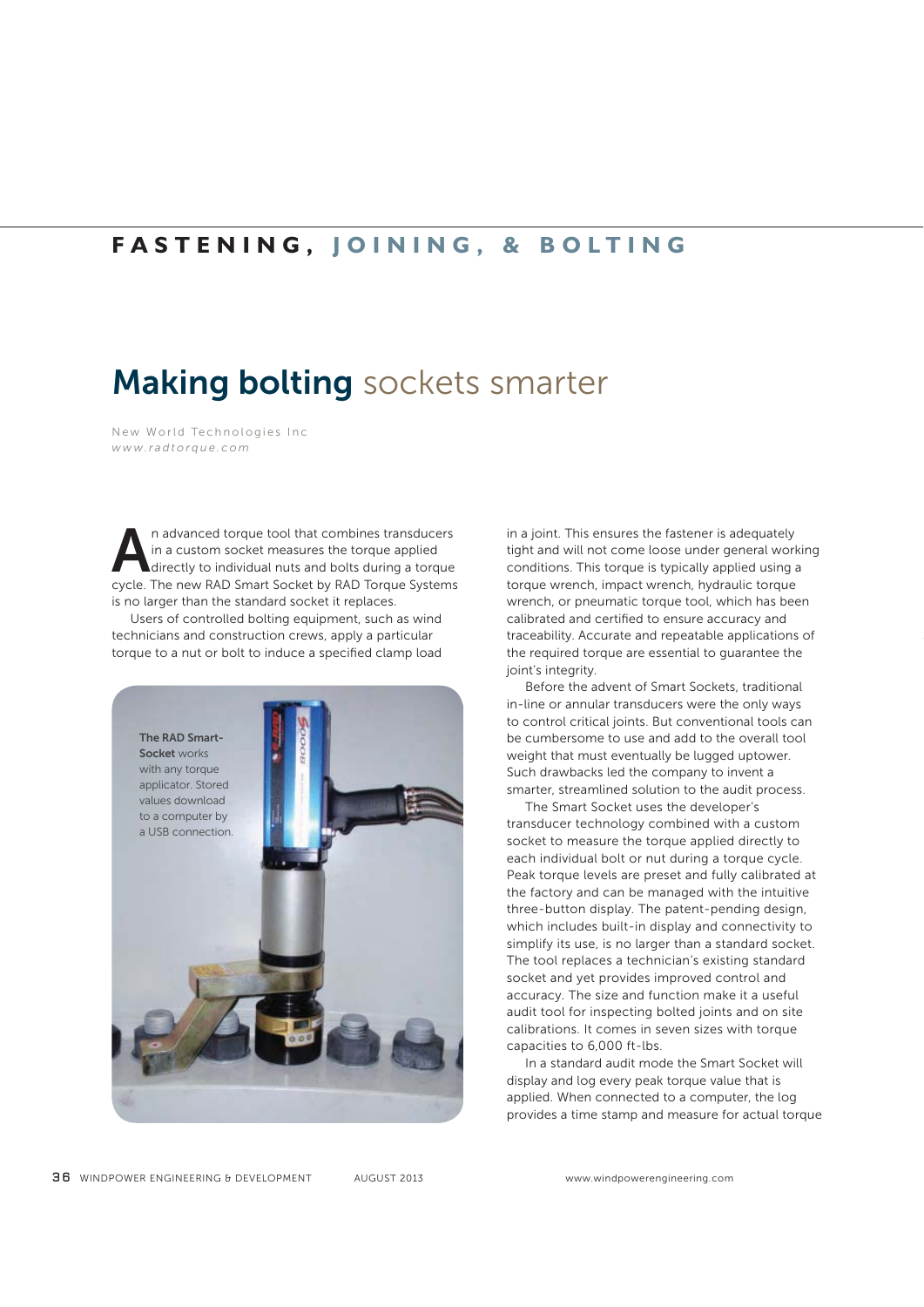# FASTENING, JOINING, & BOLTING

## Making bolting sockets smarter

New World Technologies Inc
*www.radtorque.com*

An advanced torque tool that combines transducers in a custom socket measures the torque applied directly to individual nuts and bolts during a torque cycle. The new RAD Smart Socket by RAD Torque Systems is no larger than the standard socket it replaces.

Users of controlled bolting equipment, such as wind technicians and construction crews, apply a particular torque to a nut or bolt to induce a specified clamp load in a joint. This ensures the fastener is adequately tight and will not come loose under general working conditions. This torque is typically applied using a torque wrench, impact wrench, hydraulic torque wrench, or pneumatic torque tool, which has been calibrated and certified to ensure accuracy and traceability. Accurate and repeatable applications of the required torque are essential to guarantee the joint's integrity.

**The RAD Smart-Socket** works with any torque applicator. Stored values download to a computer by a USB connection.

Before the advent of Smart Sockets, traditional in-line or annular transducers were the only ways to control critical joints. But conventional tools can be cumbersome to use and add to the overall tool weight that must eventually be lugged uptower. Such drawbacks led the company to invent a smarter, streamlined solution to the audit process.

The Smart Socket uses the developer's transducer technology combined with a custom socket to measure the torque applied directly to each individual bolt or nut during a torque cycle. Peak torque levels are preset and fully calibrated at the factory and can be managed with the intuitive three-button display. The patent-pending design, which includes built-in display and connectivity to simplify its use, is no larger than a standard socket. The tool replaces a technician's existing standard socket and yet provides improved control and accuracy. The size and function make it a useful audit tool for inspecting bolted joints and on site calibrations. It comes in seven sizes with torque capacities to 6,000 ft-lbs.

In a standard audit mode the Smart Socket will display and log every peak torque value that is applied. When connected to a computer, the log provides a time stamp and measure for actual torque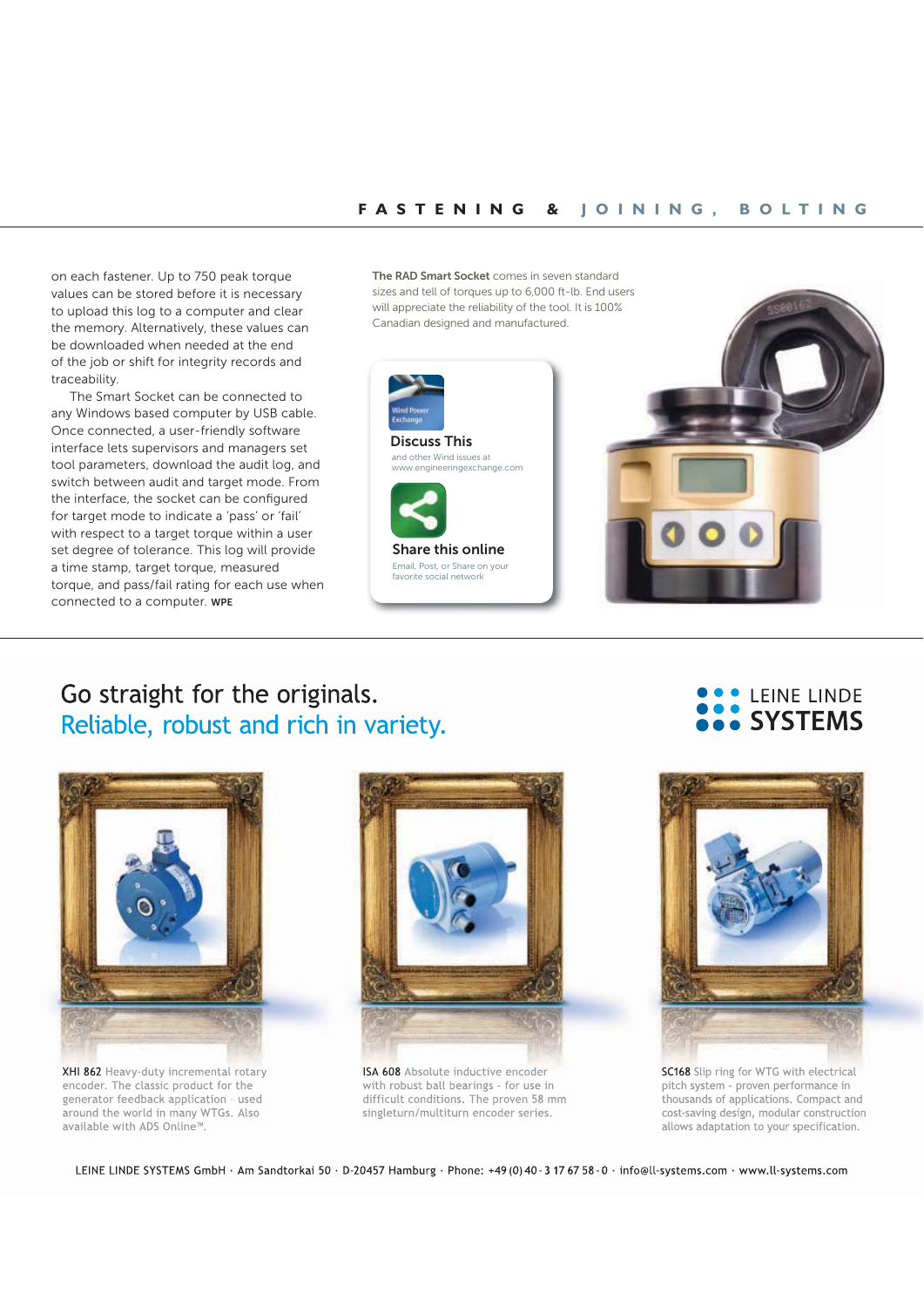on each fastener. Up to 750 peak torque values can be stored before it is necessary to upload this log to a computer and clear the memory. Alternatively, these values can be downloaded when needed at the end of the job or shift for integrity records and traceability.

The Smart Socket can be connected to any Windows based computer by USB cable. Once connected, a user-friendly software interface lets supervisors and managers set tool parameters, download the audit log, and switch between audit and target mode. From the interface, the socket can be configured for target mode to indicate a 'pass' or 'fail' with respect to a target torque within a user set degree of tolerance. This log will provide a time stamp, target torque, measured torque, and pass/fail rating for each use when connected to a computer. **WPE**

**The RAD Smart Socket** comes in seven standard sizes and tell of torques up to 6,000 ft-lb. End users will appreciate the reliability of the tool. It is 100% Canadian designed and manufactured.

**Discuss This**

and other Wind issues at www.engineeringexchange.com

**Share this online**

Email, Post, or Share on your favorite social network

## Go straight for the originals.
## Reliable, robust and rich in variety.

LEINE LINDE SYSTEMS

**XHI 862** Heavy-duty incremental rotary encoder. The classic product for the generator feedback application – used around the world in many WTGs. Also available with ADS Online™.

**ISA 608** Absolute inductive encoder with robust ball bearings - for use in difficult conditions. The proven 58 mm singleturn/multiturn encoder series.

**SC168** Slip ring for WTG with electrical pitch system - proven performance in thousands of applications. Compact and cost-saving design, modular construction allows adaptation to your specification.

LEINE LINDE SYSTEMS GmbH · Am Sandtorkai 50 · D-20457 Hamburg · Phone: +49 (0) 40 - 3 17 67 58 - 0 · info@ll-systems.com · www.ll-systems.com